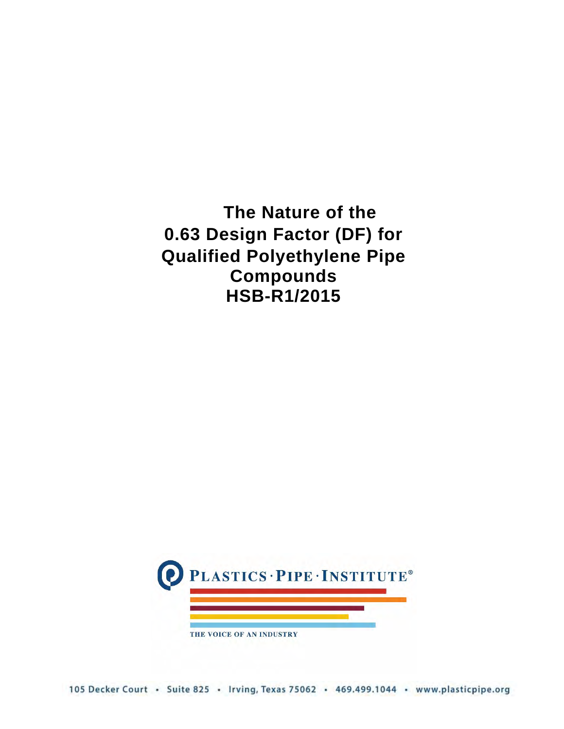# The Nature of the 0.63 Design Factor (DF) for Qualified Polyethylene Pipe Compounds

# HSB-R1/2015

PLASTICS · PIPE · INSTITUTE®

THE VOICE OF AN INDUSTRY

105 Decker Court • Suite 825 • Irving, Texas 75062 • 469.499.1044 • www.plasticpipe.org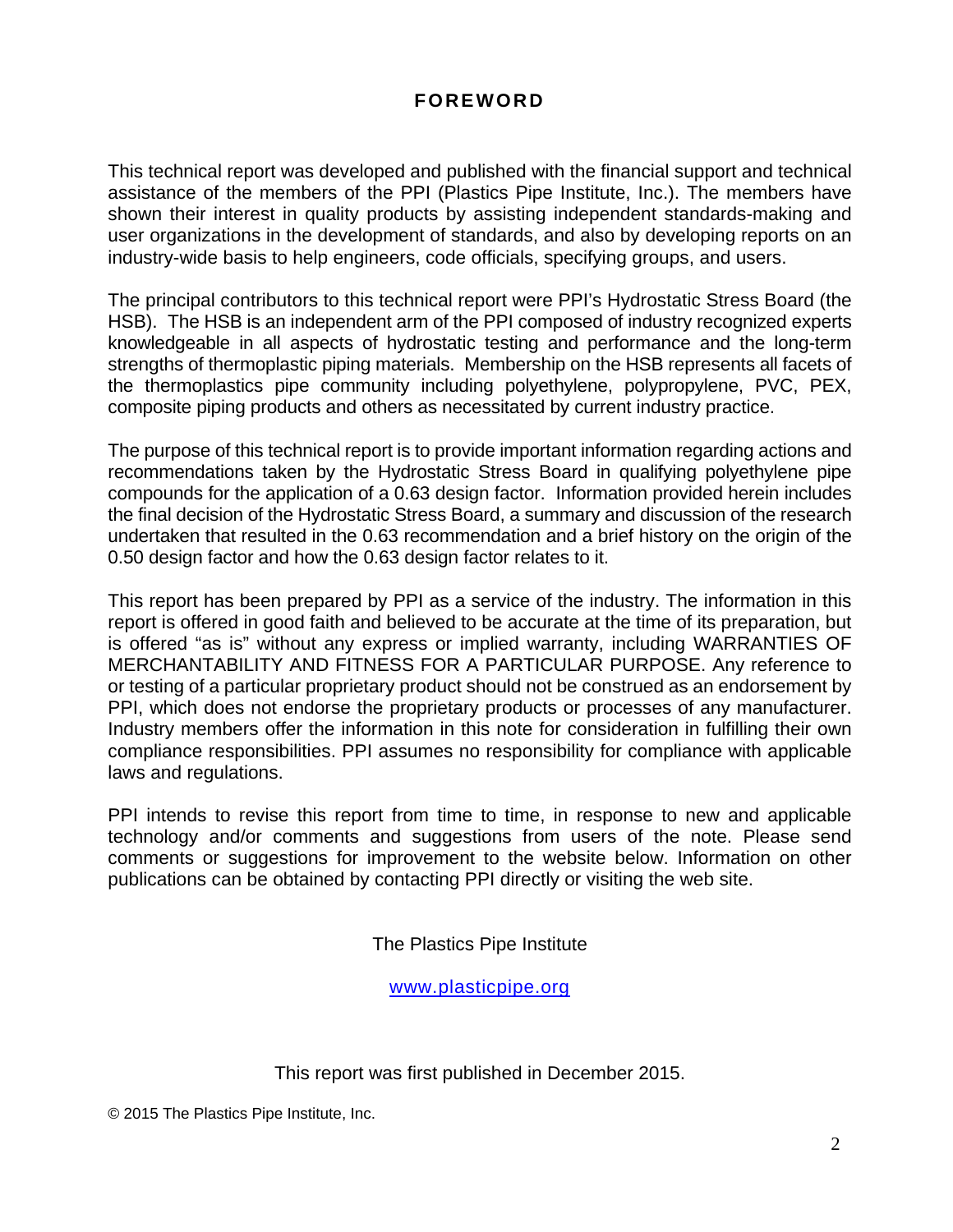# FOREWORD

This technical report was developed and published with the financial support and technical assistance of the members of the PPI (Plastics Pipe Institute, Inc.). The members have shown their interest in quality products by assisting independent standards-making and user organizations in the development of standards, and also by developing reports on an industry-wide basis to help engineers, code officials, specifying groups, and users.

The principal contributors to this technical report were PPI's Hydrostatic Stress Board (the HSB). The HSB is an independent arm of the PPI composed of industry recognized experts knowledgeable in all aspects of hydrostatic testing and performance and the long-term strengths of thermoplastic piping materials. Membership on the HSB represents all facets of the thermoplastics pipe community including polyethylene, polypropylene, PVC, PEX, composite piping products and others as necessitated by current industry practice.

The purpose of this technical report is to provide important information regarding actions and recommendations taken by the Hydrostatic Stress Board in qualifying polyethylene pipe compounds for the application of a 0.63 design factor. Information provided herein includes the final decision of the Hydrostatic Stress Board, a summary and discussion of the research undertaken that resulted in the 0.63 recommendation and a brief history on the origin of the 0.50 design factor and how the 0.63 design factor relates to it.

This report has been prepared by PPI as a service of the industry. The information in this report is offered in good faith and believed to be accurate at the time of its preparation, but is offered "as is" without any express or implied warranty, including WARRANTIES OF MERCHANTABILITY AND FITNESS FOR A PARTICULAR PURPOSE. Any reference to or testing of a particular proprietary product should not be construed as an endorsement by PPI, which does not endorse the proprietary products or processes of any manufacturer. Industry members offer the information in this note for consideration in fulfilling their own compliance responsibilities. PPI assumes no responsibility for compliance with applicable laws and regulations.

PPI intends to revise this report from time to time, in response to new and applicable technology and/or comments and suggestions from users of the note. Please send comments or suggestions for improvement to the website below. Information on other publications can be obtained by contacting PPI directly or visiting the web site.

The Plastics Pipe Institute

www.plasticpipe.org

This report was first published in December 2015.

© 2015 The Plastics Pipe Institute, Inc.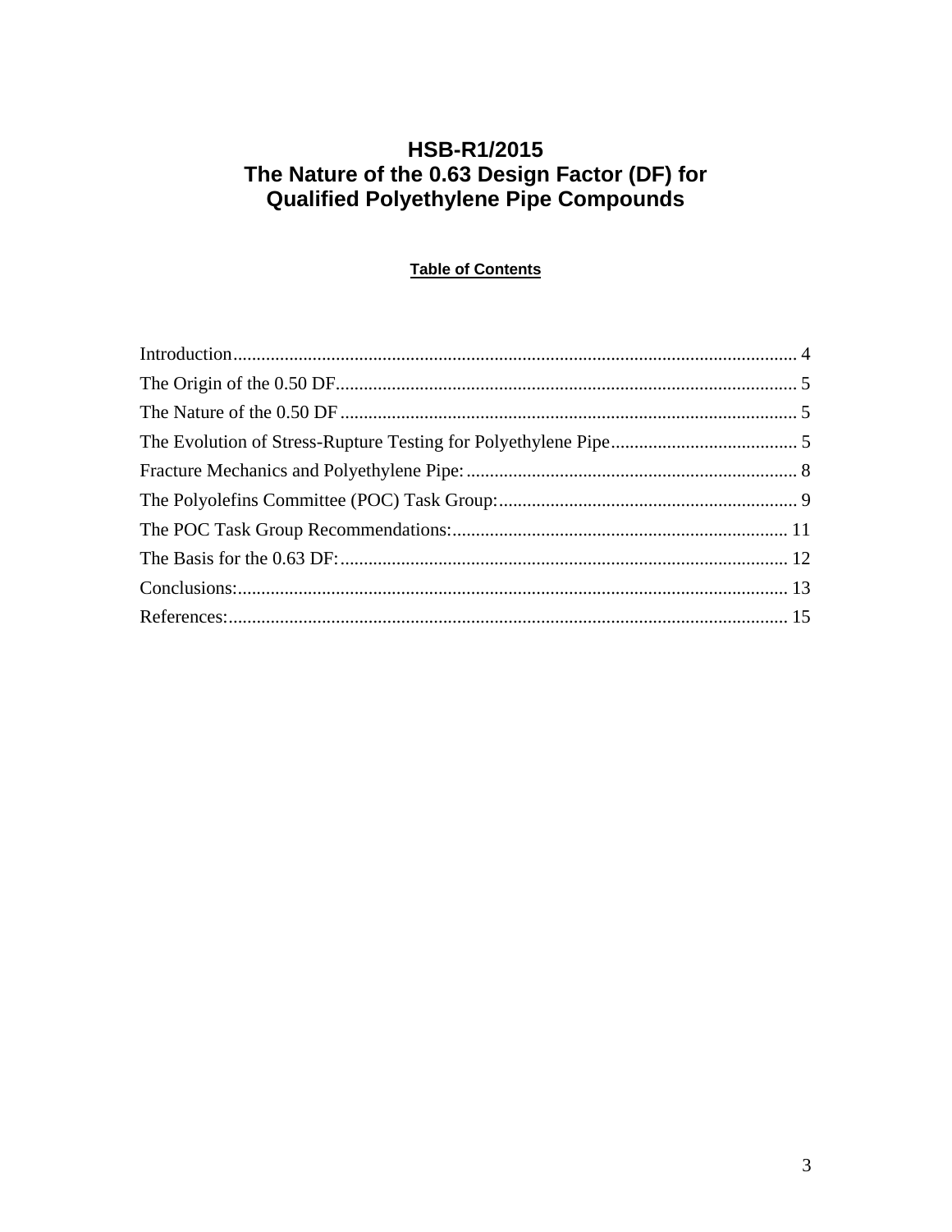# HSB-R1/2015
# The Nature of the 0.63 Design Factor (DF) for Qualified Polyethylene Pipe Compounds

**Table of Contents**

| Section | Page |
|---|---|
| Introduction | 4 |
| The Origin of the 0.50 DF | 5 |
| The Nature of the 0.50 DF | 5 |
| The Evolution of Stress-Rupture Testing for Polyethylene Pipe | 5 |
| Fracture Mechanics and Polyethylene Pipe: | 8 |
| The Polyolefins Committee (POC) Task Group: | 9 |
| The POC Task Group Recommendations: | 11 |
| The Basis for the 0.63 DF: | 12 |
| Conclusions: | 13 |
| References: | 15 |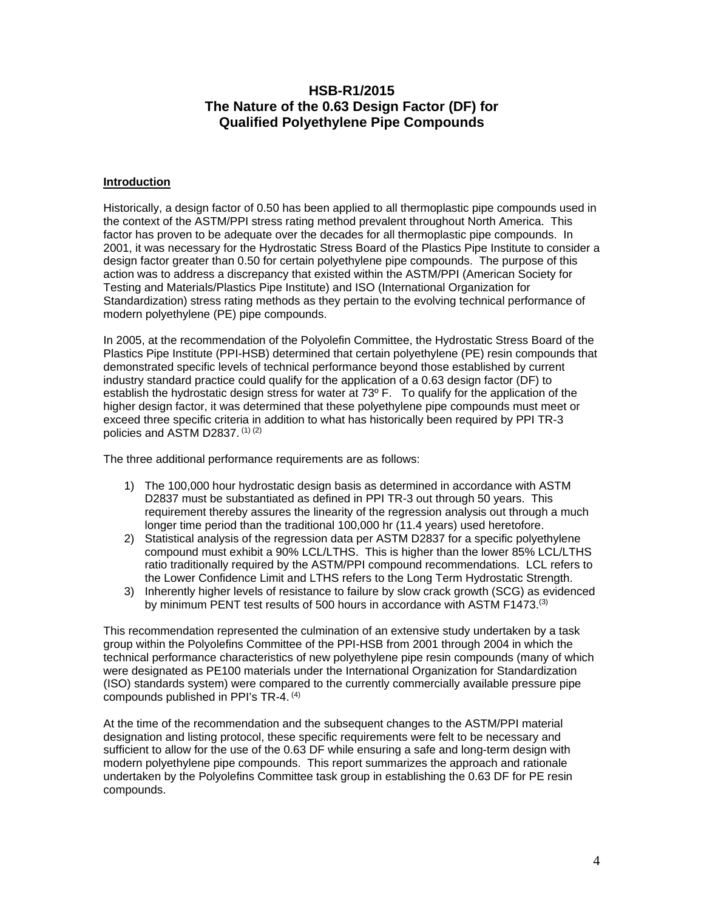# HSB-R1/2015
# The Nature of the 0.63 Design Factor (DF) for Qualified Polyethylene Pipe Compounds

## Introduction

Historically, a design factor of 0.50 has been applied to all thermoplastic pipe compounds used in the context of the ASTM/PPI stress rating method prevalent throughout North America. This factor has proven to be adequate over the decades for all thermoplastic pipe compounds. In 2001, it was necessary for the Hydrostatic Stress Board of the Plastics Pipe Institute to consider a design factor greater than 0.50 for certain polyethylene pipe compounds. The purpose of this action was to address a discrepancy that existed within the ASTM/PPI (American Society for Testing and Materials/Plastics Pipe Institute) and ISO (International Organization for Standardization) stress rating methods as they pertain to the evolving technical performance of modern polyethylene (PE) pipe compounds.

In 2005, at the recommendation of the Polyolefin Committee, the Hydrostatic Stress Board of the Plastics Pipe Institute (PPI-HSB) determined that certain polyethylene (PE) resin compounds that demonstrated specific levels of technical performance beyond those established by current industry standard practice could qualify for the application of a 0.63 design factor (DF) to establish the hydrostatic design stress for water at 73º F. To qualify for the application of the higher design factor, it was determined that these polyethylene pipe compounds must meet or exceed three specific criteria in addition to what has historically been required by PPI TR-3 policies and ASTM D2837. [1] [2]

The three additional performance requirements are as follows:

1) The 100,000 hour hydrostatic design basis as determined in accordance with ASTM D2837 must be substantiated as defined in PPI TR-3 out through 50 years. This requirement thereby assures the linearity of the regression analysis out through a much longer time period than the traditional 100,000 hr (11.4 years) used heretofore.
2) Statistical analysis of the regression data per ASTM D2837 for a specific polyethylene compound must exhibit a 90% LCL/LTHS. This is higher than the lower 85% LCL/LTHS ratio traditionally required by the ASTM/PPI compound recommendations. LCL refers to the Lower Confidence Limit and LTHS refers to the Long Term Hydrostatic Strength.
3) Inherently higher levels of resistance to failure by slow crack growth (SCG) as evidenced by minimum PENT test results of 500 hours in accordance with ASTM F1473.[3]

This recommendation represented the culmination of an extensive study undertaken by a task group within the Polyolefins Committee of the PPI-HSB from 2001 through 2004 in which the technical performance characteristics of new polyethylene pipe resin compounds (many of which were designated as PE100 materials under the International Organization for Standardization (ISO) standards system) were compared to the currently commercially available pressure pipe compounds published in PPI's TR-4. [4]

At the time of the recommendation and the subsequent changes to the ASTM/PPI material designation and listing protocol, these specific requirements were felt to be necessary and sufficient to allow for the use of the 0.63 DF while ensuring a safe and long-term design with modern polyethylene pipe compounds. This report summarizes the approach and rationale undertaken by the Polyolefins Committee task group in establishing the 0.63 DF for PE resin compounds.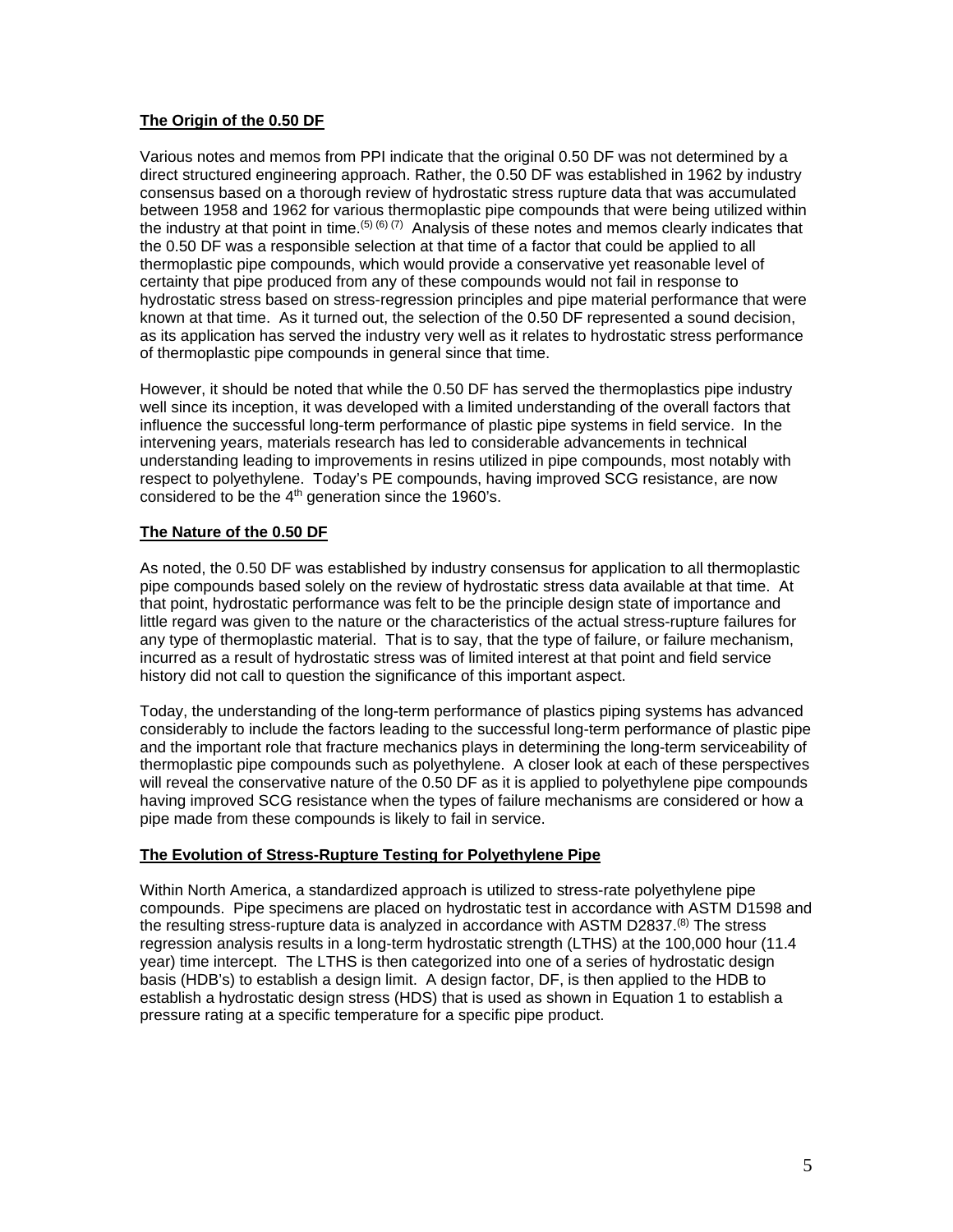## The Origin of the 0.50 DF

Various notes and memos from PPI indicate that the original 0.50 DF was not determined by a direct structured engineering approach. Rather, the 0.50 DF was established in 1962 by industry consensus based on a thorough review of hydrostatic stress rupture data that was accumulated between 1958 and 1962 for various thermoplastic pipe compounds that were being utilized within the industry at that point in time.[5] [6] [7] Analysis of these notes and memos clearly indicates that the 0.50 DF was a responsible selection at that time of a factor that could be applied to all thermoplastic pipe compounds, which would provide a conservative yet reasonable level of certainty that pipe produced from any of these compounds would not fail in response to hydrostatic stress based on stress-regression principles and pipe material performance that were known at that time. As it turned out, the selection of the 0.50 DF represented a sound decision, as its application has served the industry very well as it relates to hydrostatic stress performance of thermoplastic pipe compounds in general since that time.

However, it should be noted that while the 0.50 DF has served the thermoplastics pipe industry well since its inception, it was developed with a limited understanding of the overall factors that influence the successful long-term performance of plastic pipe systems in field service. In the intervening years, materials research has led to considerable advancements in technical understanding leading to improvements in resins utilized in pipe compounds, most notably with respect to polyethylene. Today's PE compounds, having improved SCG resistance, are now considered to be the $4^{th}$ generation since the 1960's.

## The Nature of the 0.50 DF

As noted, the 0.50 DF was established by industry consensus for application to all thermoplastic pipe compounds based solely on the review of hydrostatic stress data available at that time. At that point, hydrostatic performance was felt to be the principle design state of importance and little regard was given to the nature or the characteristics of the actual stress-rupture failures for any type of thermoplastic material. That is to say, that the type of failure, or failure mechanism, incurred as a result of hydrostatic stress was of limited interest at that point and field service history did not call to question the significance of this important aspect.

Today, the understanding of the long-term performance of plastics piping systems has advanced considerably to include the factors leading to the successful long-term performance of plastic pipe and the important role that fracture mechanics plays in determining the long-term serviceability of thermoplastic pipe compounds such as polyethylene. A closer look at each of these perspectives will reveal the conservative nature of the 0.50 DF as it is applied to polyethylene pipe compounds having improved SCG resistance when the types of failure mechanisms are considered or how a pipe made from these compounds is likely to fail in service.

## The Evolution of Stress-Rupture Testing for Polyethylene Pipe

Within North America, a standardized approach is utilized to stress-rate polyethylene pipe compounds. Pipe specimens are placed on hydrostatic test in accordance with ASTM D1598 and the resulting stress-rupture data is analyzed in accordance with ASTM D2837.[8] The stress regression analysis results in a long-term hydrostatic strength (LTHS) at the 100,000 hour (11.4 year) time intercept. The LTHS is then categorized into one of a series of hydrostatic design basis (HDB's) to establish a design limit. A design factor, DF, is then applied to the HDB to establish a hydrostatic design stress (HDS) that is used as shown in Equation 1 to establish a pressure rating at a specific temperature for a specific pipe product.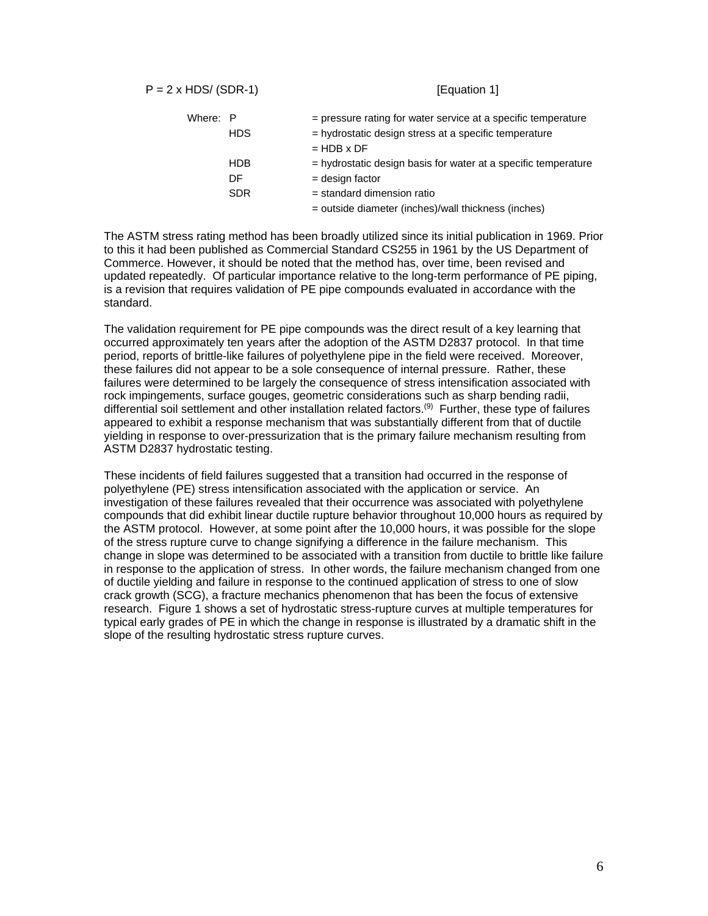$$P = 2 \times HDS / (SDR-1) \qquad \text{[Equation 1]}$$

Where:

| | |
|---|---|
| P | = pressure rating for water service at a specific temperature |
| HDS | = hydrostatic design stress at a specific temperature |
| | = HDB x DF |
| HDB | = hydrostatic design basis for water at a specific temperature |
| DF | = design factor |
| SDR | = standard dimension ratio |
| | = outside diameter (inches)/wall thickness (inches) |

The ASTM stress rating method has been broadly utilized since its initial publication in 1969. Prior to this it had been published as Commercial Standard CS255 in 1961 by the US Department of Commerce. However, it should be noted that the method has, over time, been revised and updated repeatedly. Of particular importance relative to the long-term performance of PE piping, is a revision that requires validation of PE pipe compounds evaluated in accordance with the standard.

The validation requirement for PE pipe compounds was the direct result of a key learning that occurred approximately ten years after the adoption of the ASTM D2837 protocol. In that time period, reports of brittle-like failures of polyethylene pipe in the field were received. Moreover, these failures did not appear to be a sole consequence of internal pressure. Rather, these failures were determined to be largely the consequence of stress intensification associated with rock impingements, surface gouges, geometric considerations such as sharp bending radii, differential soil settlement and other installation related factors.(9) Further, these type of failures appeared to exhibit a response mechanism that was substantially different from that of ductile yielding in response to over-pressurization that is the primary failure mechanism resulting from ASTM D2837 hydrostatic testing.

These incidents of field failures suggested that a transition had occurred in the response of polyethylene (PE) stress intensification associated with the application or service. An investigation of these failures revealed that their occurrence was associated with polyethylene compounds that did exhibit linear ductile rupture behavior throughout 10,000 hours as required by the ASTM protocol. However, at some point after the 10,000 hours, it was possible for the slope of the stress rupture curve to change signifying a difference in the failure mechanism. This change in slope was determined to be associated with a transition from ductile to brittle like failure in response to the application of stress. In other words, the failure mechanism changed from one of ductile yielding and failure in response to the continued application of stress to one of slow crack growth (SCG), a fracture mechanics phenomenon that has been the focus of extensive research. Figure 1 shows a set of hydrostatic stress-rupture curves at multiple temperatures for typical early grades of PE in which the change in response is illustrated by a dramatic shift in the slope of the resulting hydrostatic stress rupture curves.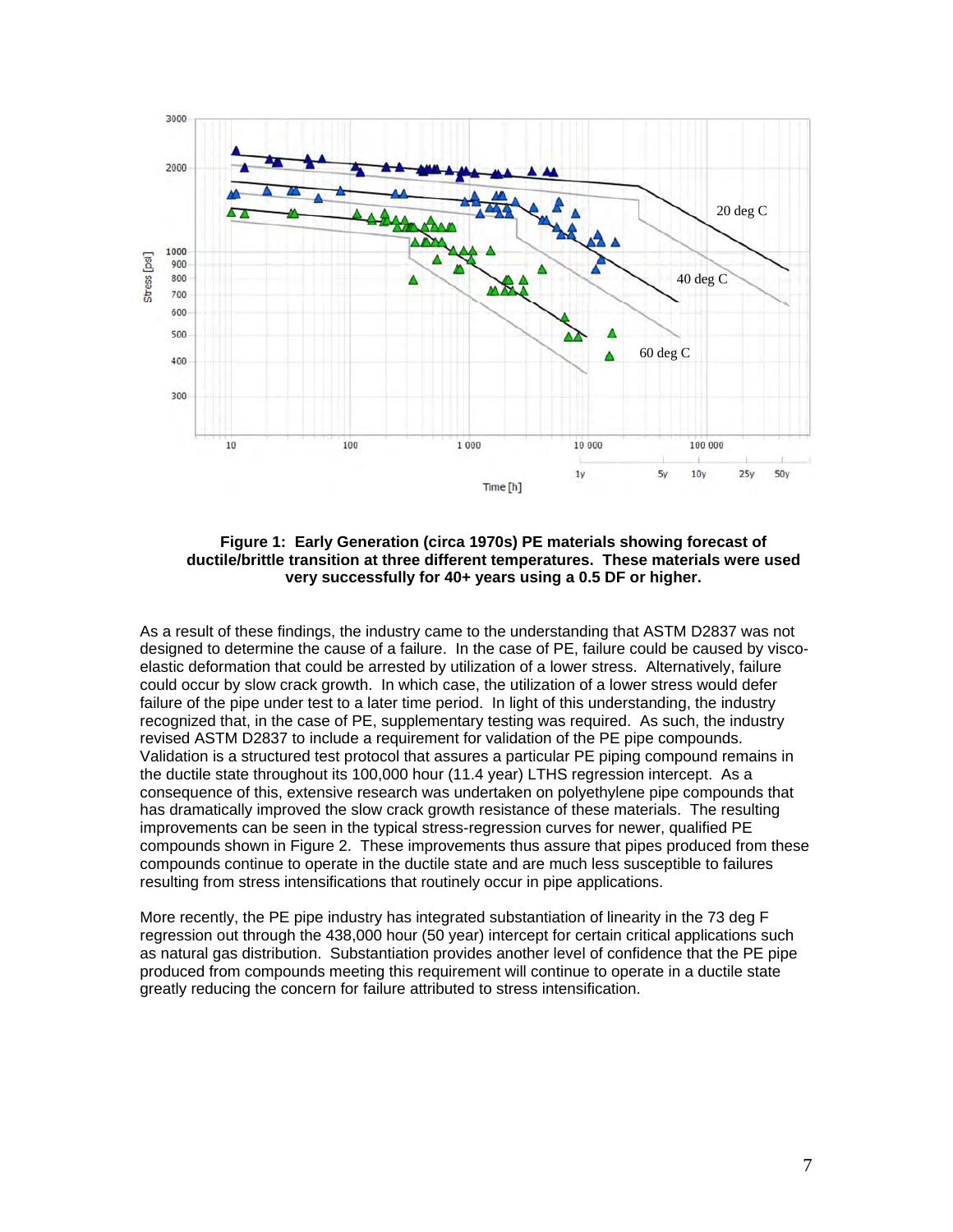**Figure 1: Early Generation (circa 1970s) PE materials showing forecast of ductile/brittle transition at three different temperatures. These materials were used very successfully for 40+ years using a 0.5 DF or higher.**

As a result of these findings, the industry came to the understanding that ASTM D2837 was not designed to determine the cause of a failure. In the case of PE, failure could be caused by visco-elastic deformation that could be arrested by utilization of a lower stress. Alternatively, failure could occur by slow crack growth. In which case, the utilization of a lower stress would defer failure of the pipe under test to a later time period. In light of this understanding, the industry recognized that, in the case of PE, supplementary testing was required. As such, the industry revised ASTM D2837 to include a requirement for validation of the PE pipe compounds. Validation is a structured test protocol that assures a particular PE piping compound remains in the ductile state throughout its 100,000 hour (11.4 year) LTHS regression intercept. As a consequence of this, extensive research was undertaken on polyethylene pipe compounds that has dramatically improved the slow crack growth resistance of these materials. The resulting improvements can be seen in the typical stress-regression curves for newer, qualified PE compounds shown in Figure 2. These improvements thus assure that pipes produced from these compounds continue to operate in the ductile state and are much less susceptible to failures resulting from stress intensifications that routinely occur in pipe applications.

More recently, the PE pipe industry has integrated substantiation of linearity in the 73 deg F regression out through the 438,000 hour (50 year) intercept for certain critical applications such as natural gas distribution. Substantiation provides another level of confidence that the PE pipe produced from compounds meeting this requirement will continue to operate in a ductile state greatly reducing the concern for failure attributed to stress intensification.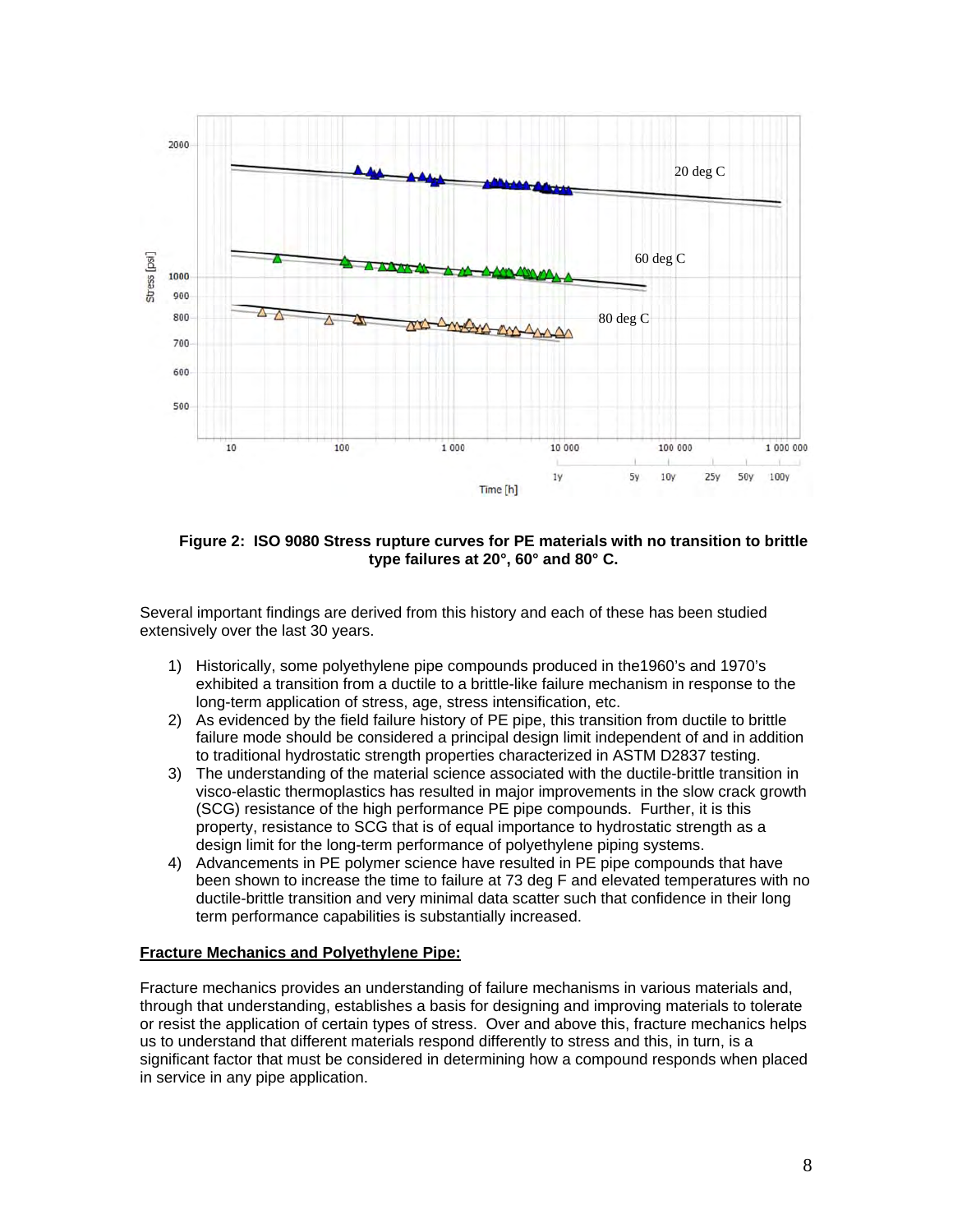**Figure 2: ISO 9080 Stress rupture curves for PE materials with no transition to brittle type failures at 20°, 60° and 80° C.**

Several important findings are derived from this history and each of these has been studied extensively over the last 30 years.

1) Historically, some polyethylene pipe compounds produced in the1960's and 1970's exhibited a transition from a ductile to a brittle-like failure mechanism in response to the long-term application of stress, age, stress intensification, etc.
2) As evidenced by the field failure history of PE pipe, this transition from ductile to brittle failure mode should be considered a principal design limit independent of and in addition to traditional hydrostatic strength properties characterized in ASTM D2837 testing.
3) The understanding of the material science associated with the ductile-brittle transition in visco-elastic thermoplastics has resulted in major improvements in the slow crack growth (SCG) resistance of the high performance PE pipe compounds. Further, it is this property, resistance to SCG that is of equal importance to hydrostatic strength as a design limit for the long-term performance of polyethylene piping systems.
4) Advancements in PE polymer science have resulted in PE pipe compounds that have been shown to increase the time to failure at 73 deg F and elevated temperatures with no ductile-brittle transition and very minimal data scatter such that confidence in their long term performance capabilities is substantially increased.

**Fracture Mechanics and Polyethylene Pipe:**

Fracture mechanics provides an understanding of failure mechanisms in various materials and, through that understanding, establishes a basis for designing and improving materials to tolerate or resist the application of certain types of stress. Over and above this, fracture mechanics helps us to understand that different materials respond differently to stress and this, in turn, is a significant factor that must be considered in determining how a compound responds when placed in service in any pipe application.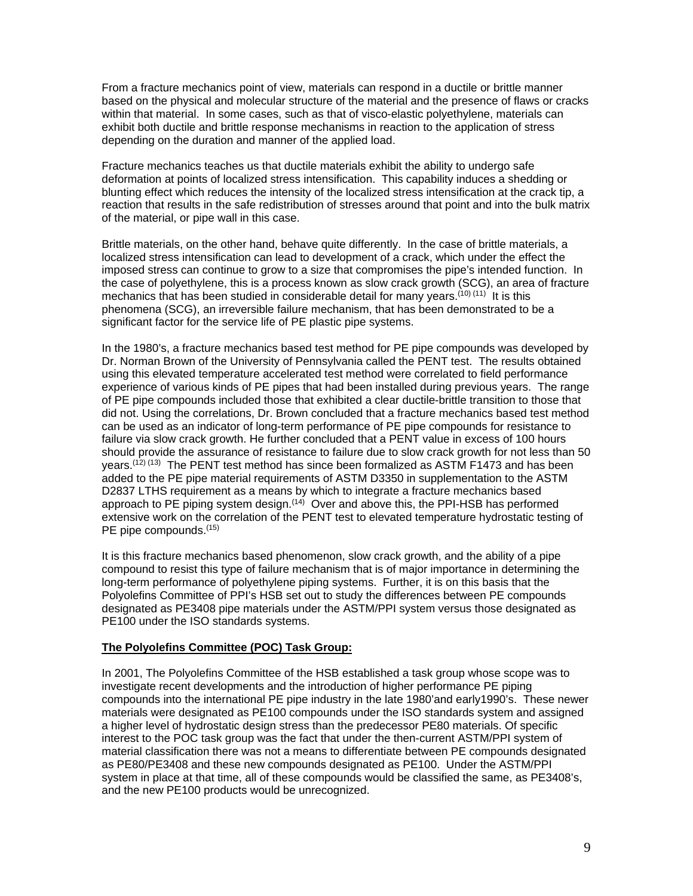From a fracture mechanics point of view, materials can respond in a ductile or brittle manner based on the physical and molecular structure of the material and the presence of flaws or cracks within that material. In some cases, such as that of visco-elastic polyethylene, materials can exhibit both ductile and brittle response mechanisms in reaction to the application of stress depending on the duration and manner of the applied load.

Fracture mechanics teaches us that ductile materials exhibit the ability to undergo safe deformation at points of localized stress intensification. This capability induces a shedding or blunting effect which reduces the intensity of the localized stress intensification at the crack tip, a reaction that results in the safe redistribution of stresses around that point and into the bulk matrix of the material, or pipe wall in this case.

Brittle materials, on the other hand, behave quite differently. In the case of brittle materials, a localized stress intensification can lead to development of a crack, which under the effect the imposed stress can continue to grow to a size that compromises the pipe's intended function. In the case of polyethylene, this is a process known as slow crack growth (SCG), an area of fracture mechanics that has been studied in considerable detail for many years.(10) (11) It is this phenomena (SCG), an irreversible failure mechanism, that has been demonstrated to be a significant factor for the service life of PE plastic pipe systems.

In the 1980's, a fracture mechanics based test method for PE pipe compounds was developed by Dr. Norman Brown of the University of Pennsylvania called the PENT test. The results obtained using this elevated temperature accelerated test method were correlated to field performance experience of various kinds of PE pipes that had been installed during previous years. The range of PE pipe compounds included those that exhibited a clear ductile-brittle transition to those that did not. Using the correlations, Dr. Brown concluded that a fracture mechanics based test method can be used as an indicator of long-term performance of PE pipe compounds for resistance to failure via slow crack growth. He further concluded that a PENT value in excess of 100 hours should provide the assurance of resistance to failure due to slow crack growth for not less than 50 years.(12) (13) The PENT test method has since been formalized as ASTM F1473 and has been added to the PE pipe material requirements of ASTM D3350 in supplementation to the ASTM D2837 LTHS requirement as a means by which to integrate a fracture mechanics based approach to PE piping system design.(14) Over and above this, the PPI-HSB has performed extensive work on the correlation of the PENT test to elevated temperature hydrostatic testing of PE pipe compounds.(15)

It is this fracture mechanics based phenomenon, slow crack growth, and the ability of a pipe compound to resist this type of failure mechanism that is of major importance in determining the long-term performance of polyethylene piping systems. Further, it is on this basis that the Polyolefins Committee of PPI's HSB set out to study the differences between PE compounds designated as PE3408 pipe materials under the ASTM/PPI system versus those designated as PE100 under the ISO standards systems.

**The Polyolefins Committee (POC) Task Group:**

In 2001, The Polyolefins Committee of the HSB established a task group whose scope was to investigate recent developments and the introduction of higher performance PE piping compounds into the international PE pipe industry in the late 1980'and early1990's. These newer materials were designated as PE100 compounds under the ISO standards system and assigned a higher level of hydrostatic design stress than the predecessor PE80 materials. Of specific interest to the POC task group was the fact that under the then-current ASTM/PPI system of material classification there was not a means to differentiate between PE compounds designated as PE80/PE3408 and these new compounds designated as PE100. Under the ASTM/PPI system in place at that time, all of these compounds would be classified the same, as PE3408's, and the new PE100 products would be unrecognized.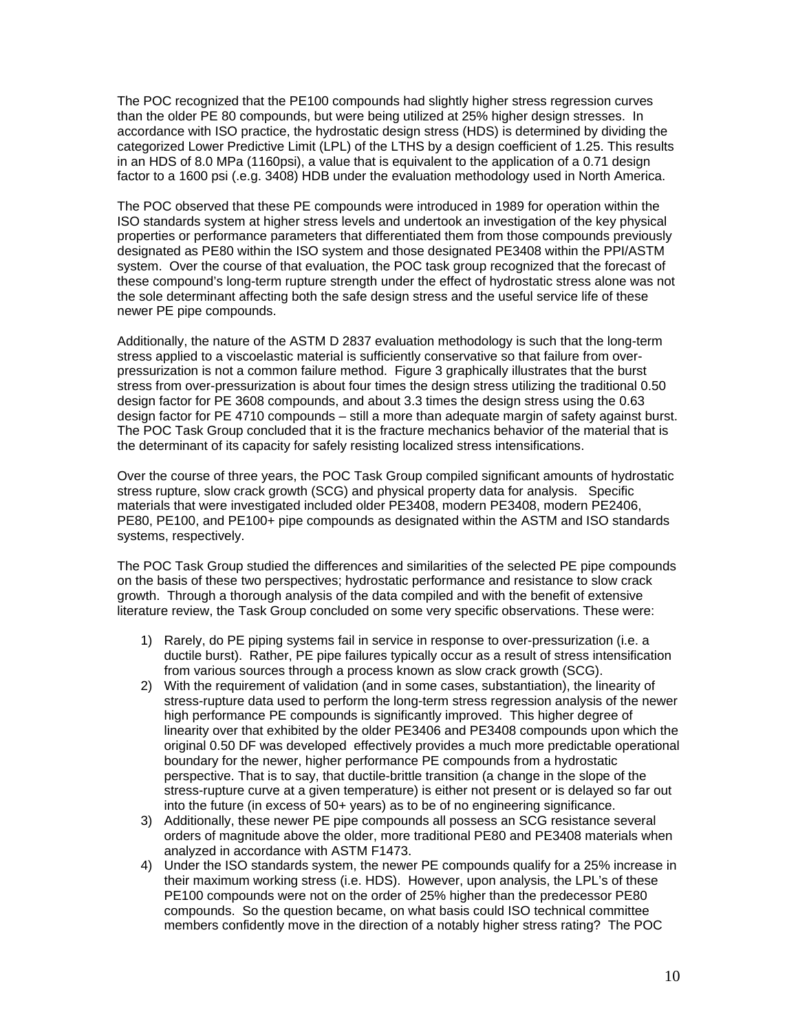The POC recognized that the PE100 compounds had slightly higher stress regression curves than the older PE 80 compounds, but were being utilized at 25% higher design stresses. In accordance with ISO practice, the hydrostatic design stress (HDS) is determined by dividing the categorized Lower Predictive Limit (LPL) of the LTHS by a design coefficient of 1.25. This results in an HDS of 8.0 MPa (1160psi), a value that is equivalent to the application of a 0.71 design factor to a 1600 psi (.e.g. 3408) HDB under the evaluation methodology used in North America.

The POC observed that these PE compounds were introduced in 1989 for operation within the ISO standards system at higher stress levels and undertook an investigation of the key physical properties or performance parameters that differentiated them from those compounds previously designated as PE80 within the ISO system and those designated PE3408 within the PPI/ASTM system. Over the course of that evaluation, the POC task group recognized that the forecast of these compound's long-term rupture strength under the effect of hydrostatic stress alone was not the sole determinant affecting both the safe design stress and the useful service life of these newer PE pipe compounds.

Additionally, the nature of the ASTM D 2837 evaluation methodology is such that the long-term stress applied to a viscoelastic material is sufficiently conservative so that failure from over-pressurization is not a common failure method. Figure 3 graphically illustrates that the burst stress from over-pressurization is about four times the design stress utilizing the traditional 0.50 design factor for PE 3608 compounds, and about 3.3 times the design stress using the 0.63 design factor for PE 4710 compounds – still a more than adequate margin of safety against burst. The POC Task Group concluded that it is the fracture mechanics behavior of the material that is the determinant of its capacity for safely resisting localized stress intensifications.

Over the course of three years, the POC Task Group compiled significant amounts of hydrostatic stress rupture, slow crack growth (SCG) and physical property data for analysis. Specific materials that were investigated included older PE3408, modern PE3408, modern PE2406, PE80, PE100, and PE100+ pipe compounds as designated within the ASTM and ISO standards systems, respectively.

The POC Task Group studied the differences and similarities of the selected PE pipe compounds on the basis of these two perspectives; hydrostatic performance and resistance to slow crack growth. Through a thorough analysis of the data compiled and with the benefit of extensive literature review, the Task Group concluded on some very specific observations. These were:

1) Rarely, do PE piping systems fail in service in response to over-pressurization (i.e. a ductile burst). Rather, PE pipe failures typically occur as a result of stress intensification from various sources through a process known as slow crack growth (SCG).
2) With the requirement of validation (and in some cases, substantiation), the linearity of stress-rupture data used to perform the long-term stress regression analysis of the newer high performance PE compounds is significantly improved. This higher degree of linearity over that exhibited by the older PE3406 and PE3408 compounds upon which the original 0.50 DF was developed effectively provides a much more predictable operational boundary for the newer, higher performance PE compounds from a hydrostatic perspective. That is to say, that ductile-brittle transition (a change in the slope of the stress-rupture curve at a given temperature) is either not present or is delayed so far out into the future (in excess of 50+ years) as to be of no engineering significance.
3) Additionally, these newer PE pipe compounds all possess an SCG resistance several orders of magnitude above the older, more traditional PE80 and PE3408 materials when analyzed in accordance with ASTM F1473.
4) Under the ISO standards system, the newer PE compounds qualify for a 25% increase in their maximum working stress (i.e. HDS). However, upon analysis, the LPL's of these PE100 compounds were not on the order of 25% higher than the predecessor PE80 compounds. So the question became, on what basis could ISO technical committee members confidently move in the direction of a notably higher stress rating? The POC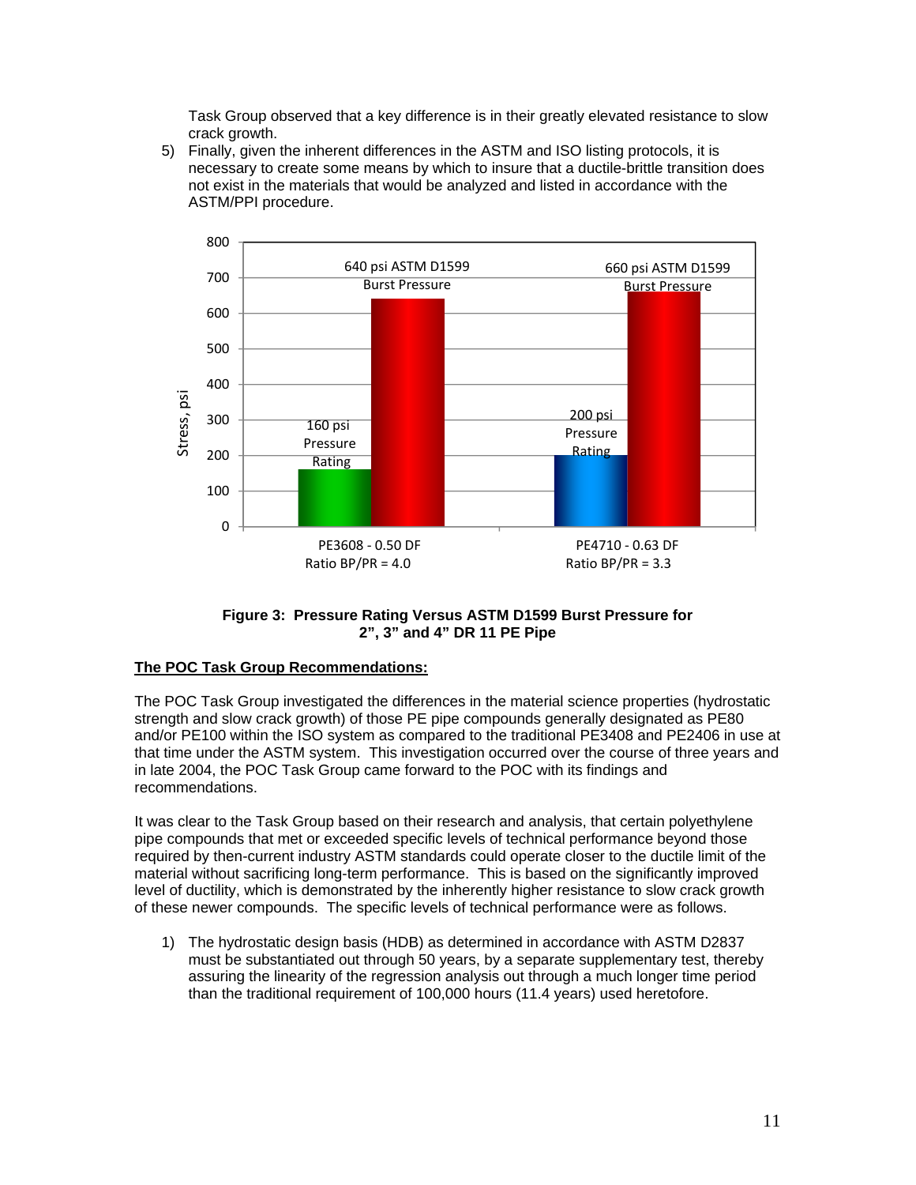Task Group observed that a key difference is in their greatly elevated resistance to slow crack growth.

5) Finally, given the inherent differences in the ASTM and ISO listing protocols, it is necessary to create some means by which to insure that a ductile-brittle transition does not exist in the materials that would be analyzed and listed in accordance with the ASTM/PPI procedure.

**Figure 3: Pressure Rating Versus ASTM D1599 Burst Pressure for 2", 3" and 4" DR 11 PE Pipe**

## The POC Task Group Recommendations:

The POC Task Group investigated the differences in the material science properties (hydrostatic strength and slow crack growth) of those PE pipe compounds generally designated as PE80 and/or PE100 within the ISO system as compared to the traditional PE3408 and PE2406 in use at that time under the ASTM system. This investigation occurred over the course of three years and in late 2004, the POC Task Group came forward to the POC with its findings and recommendations.

It was clear to the Task Group based on their research and analysis, that certain polyethylene pipe compounds that met or exceeded specific levels of technical performance beyond those required by then-current industry ASTM standards could operate closer to the ductile limit of the material without sacrificing long-term performance. This is based on the significantly improved level of ductility, which is demonstrated by the inherently higher resistance to slow crack growth of these newer compounds. The specific levels of technical performance were as follows.

1) The hydrostatic design basis (HDB) as determined in accordance with ASTM D2837 must be substantiated out through 50 years, by a separate supplementary test, thereby assuring the linearity of the regression analysis out through a much longer time period than the traditional requirement of 100,000 hours (11.4 years) used heretofore.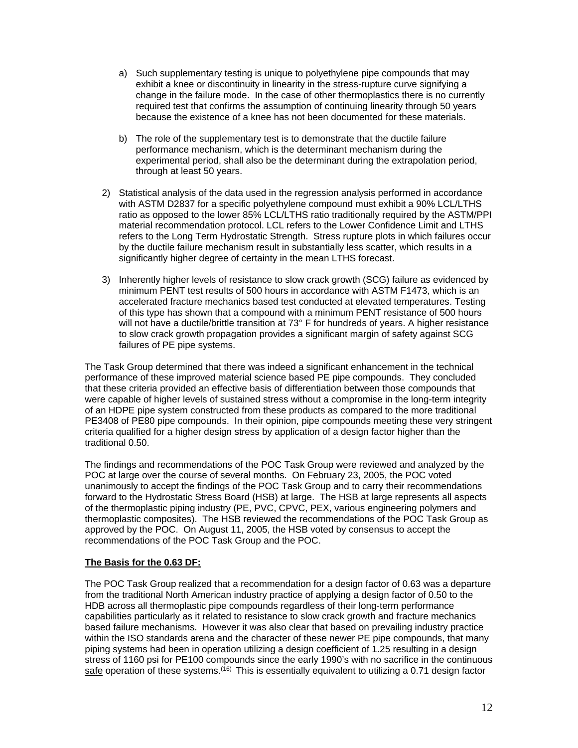a) Such supplementary testing is unique to polyethylene pipe compounds that may exhibit a knee or discontinuity in linearity in the stress-rupture curve signifying a change in the failure mode. In the case of other thermoplastics there is no currently required test that confirms the assumption of continuing linearity through 50 years because the existence of a knee has not been documented for these materials.

b) The role of the supplementary test is to demonstrate that the ductile failure performance mechanism, which is the determinant mechanism during the experimental period, shall also be the determinant during the extrapolation period, through at least 50 years.

2) Statistical analysis of the data used in the regression analysis performed in accordance with ASTM D2837 for a specific polyethylene compound must exhibit a 90% LCL/LTHS ratio as opposed to the lower 85% LCL/LTHS ratio traditionally required by the ASTM/PPI material recommendation protocol. LCL refers to the Lower Confidence Limit and LTHS refers to the Long Term Hydrostatic Strength. Stress rupture plots in which failures occur by the ductile failure mechanism result in substantially less scatter, which results in a significantly higher degree of certainty in the mean LTHS forecast.

3) Inherently higher levels of resistance to slow crack growth (SCG) failure as evidenced by minimum PENT test results of 500 hours in accordance with ASTM F1473, which is an accelerated fracture mechanics based test conducted at elevated temperatures. Testing of this type has shown that a compound with a minimum PENT resistance of 500 hours will not have a ductile/brittle transition at 73° F for hundreds of years. A higher resistance to slow crack growth propagation provides a significant margin of safety against SCG failures of PE pipe systems.

The Task Group determined that there was indeed a significant enhancement in the technical performance of these improved material science based PE pipe compounds. They concluded that these criteria provided an effective basis of differentiation between those compounds that were capable of higher levels of sustained stress without a compromise in the long-term integrity of an HDPE pipe system constructed from these products as compared to the more traditional PE3408 of PE80 pipe compounds. In their opinion, pipe compounds meeting these very stringent criteria qualified for a higher design stress by application of a design factor higher than the traditional 0.50.

The findings and recommendations of the POC Task Group were reviewed and analyzed by the POC at large over the course of several months. On February 23, 2005, the POC voted unanimously to accept the findings of the POC Task Group and to carry their recommendations forward to the Hydrostatic Stress Board (HSB) at large. The HSB at large represents all aspects of the thermoplastic piping industry (PE, PVC, CPVC, PEX, various engineering polymers and thermoplastic composites). The HSB reviewed the recommendations of the POC Task Group as approved by the POC. On August 11, 2005, the HSB voted by consensus to accept the recommendations of the POC Task Group and the POC.

**The Basis for the 0.63 DF:**

The POC Task Group realized that a recommendation for a design factor of 0.63 was a departure from the traditional North American industry practice of applying a design factor of 0.50 to the HDB across all thermoplastic pipe compounds regardless of their long-term performance capabilities particularly as it related to resistance to slow crack growth and fracture mechanics based failure mechanisms. However it was also clear that based on prevailing industry practice within the ISO standards arena and the character of these newer PE pipe compounds, that many piping systems had been in operation utilizing a design coefficient of 1.25 resulting in a design stress of 1160 psi for PE100 compounds since the early 1990's with no sacrifice in the continuous safe operation of these systems.[16] This is essentially equivalent to utilizing a 0.71 design factor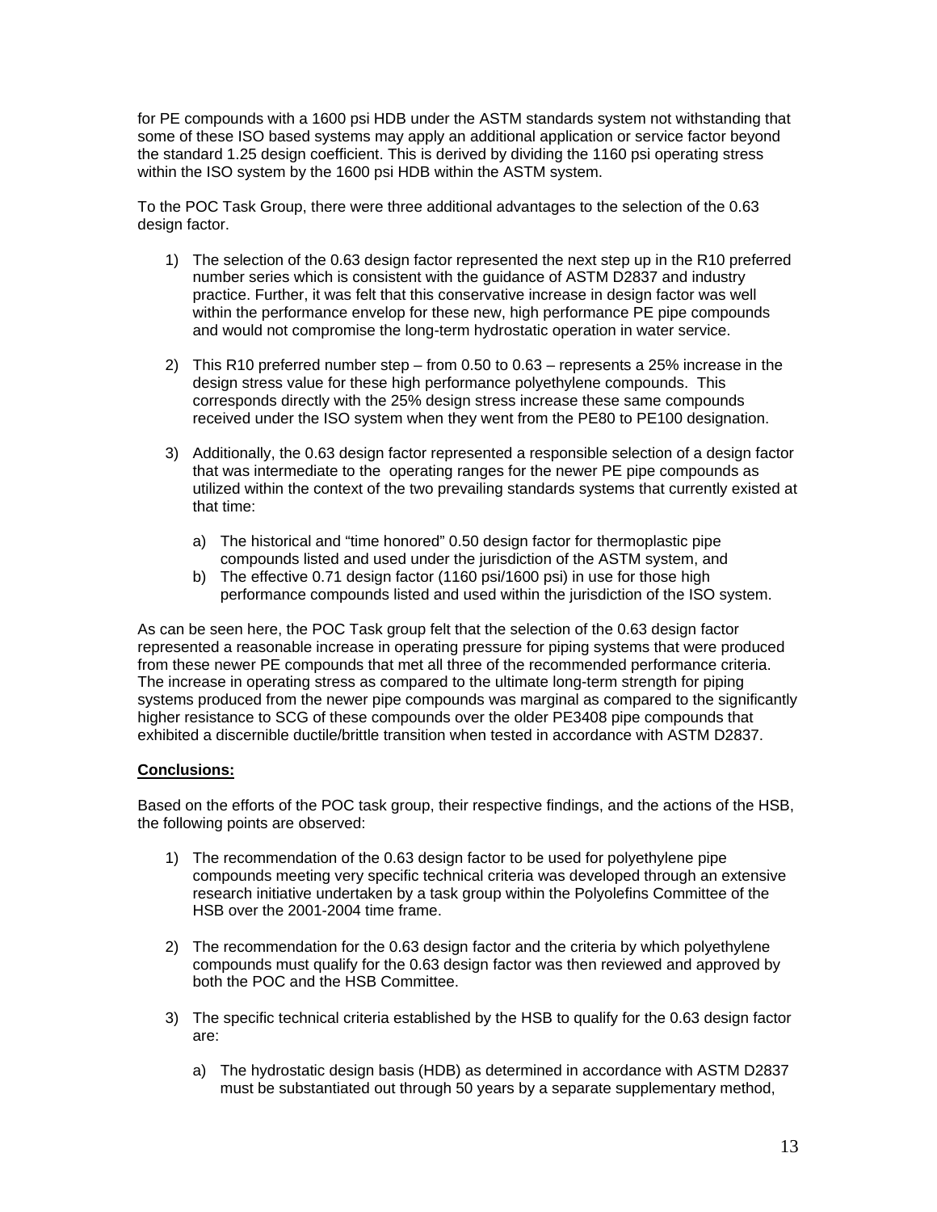for PE compounds with a 1600 psi HDB under the ASTM standards system not withstanding that some of these ISO based systems may apply an additional application or service factor beyond the standard 1.25 design coefficient. This is derived by dividing the 1160 psi operating stress within the ISO system by the 1600 psi HDB within the ASTM system.

To the POC Task Group, there were three additional advantages to the selection of the 0.63 design factor.

1) The selection of the 0.63 design factor represented the next step up in the R10 preferred number series which is consistent with the guidance of ASTM D2837 and industry practice. Further, it was felt that this conservative increase in design factor was well within the performance envelop for these new, high performance PE pipe compounds and would not compromise the long-term hydrostatic operation in water service.

2) This R10 preferred number step – from 0.50 to 0.63 – represents a 25% increase in the design stress value for these high performance polyethylene compounds. This corresponds directly with the 25% design stress increase these same compounds received under the ISO system when they went from the PE80 to PE100 designation.

3) Additionally, the 0.63 design factor represented a responsible selection of a design factor that was intermediate to the operating ranges for the newer PE pipe compounds as utilized within the context of the two prevailing standards systems that currently existed at that time:

   a) The historical and "time honored" 0.50 design factor for thermoplastic pipe compounds listed and used under the jurisdiction of the ASTM system, and
   b) The effective 0.71 design factor (1160 psi/1600 psi) in use for those high performance compounds listed and used within the jurisdiction of the ISO system.

As can be seen here, the POC Task group felt that the selection of the 0.63 design factor represented a reasonable increase in operating pressure for piping systems that were produced from these newer PE compounds that met all three of the recommended performance criteria. The increase in operating stress as compared to the ultimate long-term strength for piping systems produced from the newer pipe compounds was marginal as compared to the significantly higher resistance to SCG of these compounds over the older PE3408 pipe compounds that exhibited a discernible ductile/brittle transition when tested in accordance with ASTM D2837.

**Conclusions:**

Based on the efforts of the POC task group, their respective findings, and the actions of the HSB, the following points are observed:

1) The recommendation of the 0.63 design factor to be used for polyethylene pipe compounds meeting very specific technical criteria was developed through an extensive research initiative undertaken by a task group within the Polyolefins Committee of the HSB over the 2001-2004 time frame.

2) The recommendation for the 0.63 design factor and the criteria by which polyethylene compounds must qualify for the 0.63 design factor was then reviewed and approved by both the POC and the HSB Committee.

3) The specific technical criteria established by the HSB to qualify for the 0.63 design factor are:

   a) The hydrostatic design basis (HDB) as determined in accordance with ASTM D2837 must be substantiated out through 50 years by a separate supplementary method,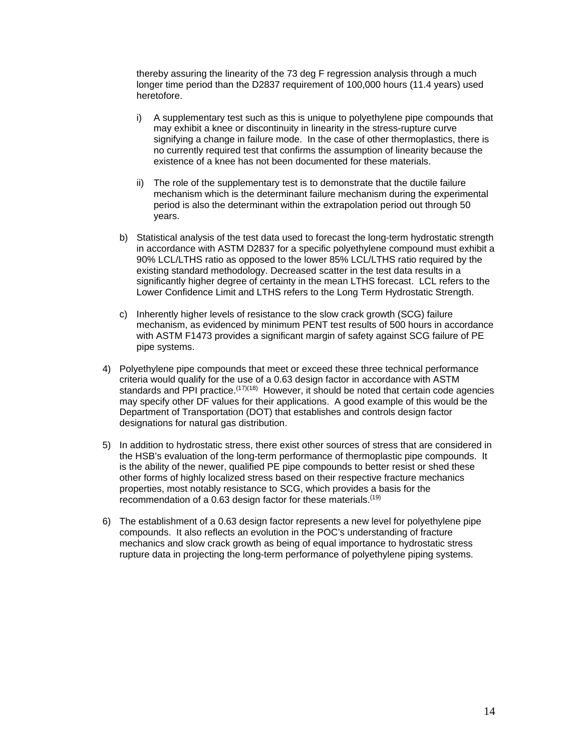thereby assuring the linearity of the 73 deg F regression analysis through a much longer time period than the D2837 requirement of 100,000 hours (11.4 years) used heretofore.

i) A supplementary test such as this is unique to polyethylene pipe compounds that may exhibit a knee or discontinuity in linearity in the stress-rupture curve signifying a change in failure mode. In the case of other thermoplastics, there is no currently required test that confirms the assumption of linearity because the existence of a knee has not been documented for these materials.

ii) The role of the supplementary test is to demonstrate that the ductile failure mechanism which is the determinant failure mechanism during the experimental period is also the determinant within the extrapolation period out through 50 years.

b) Statistical analysis of the test data used to forecast the long-term hydrostatic strength in accordance with ASTM D2837 for a specific polyethylene compound must exhibit a 90% LCL/LTHS ratio as opposed to the lower 85% LCL/LTHS ratio required by the existing standard methodology. Decreased scatter in the test data results in a significantly higher degree of certainty in the mean LTHS forecast. LCL refers to the Lower Confidence Limit and LTHS refers to the Long Term Hydrostatic Strength.

c) Inherently higher levels of resistance to the slow crack growth (SCG) failure mechanism, as evidenced by minimum PENT test results of 500 hours in accordance with ASTM F1473 provides a significant margin of safety against SCG failure of PE pipe systems.

4) Polyethylene pipe compounds that meet or exceed these three technical performance criteria would qualify for the use of a 0.63 design factor in accordance with ASTM standards and PPI practice.[17][18] However, it should be noted that certain code agencies may specify other DF values for their applications. A good example of this would be the Department of Transportation (DOT) that establishes and controls design factor designations for natural gas distribution.

5) In addition to hydrostatic stress, there exist other sources of stress that are considered in the HSB's evaluation of the long-term performance of thermoplastic pipe compounds. It is the ability of the newer, qualified PE pipe compounds to better resist or shed these other forms of highly localized stress based on their respective fracture mechanics properties, most notably resistance to SCG, which provides a basis for the recommendation of a 0.63 design factor for these materials.[19]

6) The establishment of a 0.63 design factor represents a new level for polyethylene pipe compounds. It also reflects an evolution in the POC's understanding of fracture mechanics and slow crack growth as being of equal importance to hydrostatic stress rupture data in projecting the long-term performance of polyethylene piping systems.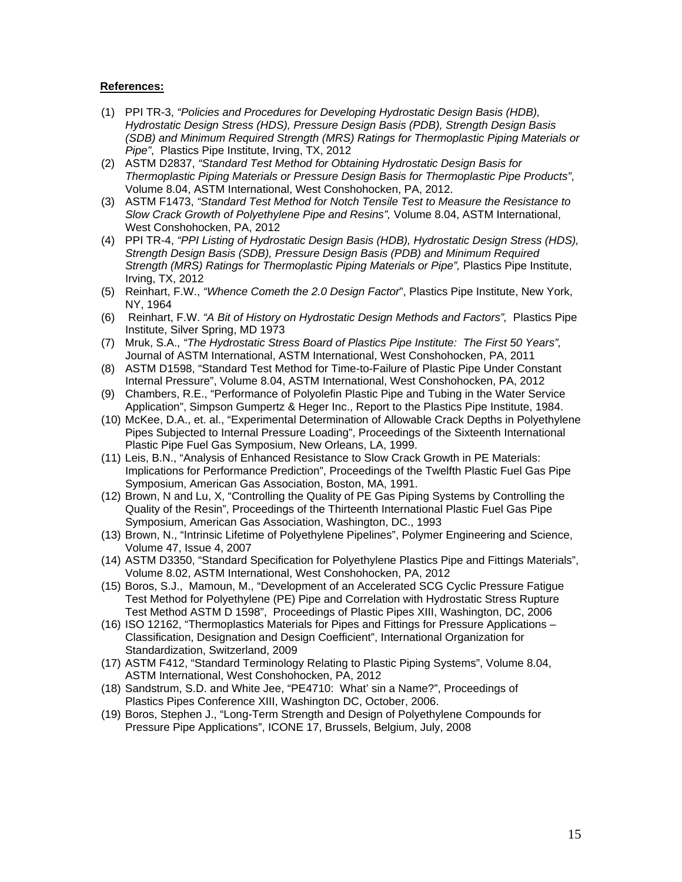**References:**

(1) PPI TR-3, *"Policies and Procedures for Developing Hydrostatic Design Basis (HDB), Hydrostatic Design Stress (HDS), Pressure Design Basis (PDB), Strength Design Basis (SDB) and Minimum Required Strength (MRS) Ratings for Thermoplastic Piping Materials or Pipe"*, Plastics Pipe Institute, Irving, TX, 2012

(2) ASTM D2837, *"Standard Test Method for Obtaining Hydrostatic Design Basis for Thermoplastic Piping Materials or Pressure Design Basis for Thermoplastic Pipe Products"*, Volume 8.04, ASTM International, West Conshohocken, PA, 2012.

(3) ASTM F1473, *"Standard Test Method for Notch Tensile Test to Measure the Resistance to Slow Crack Growth of Polyethylene Pipe and Resins",* Volume 8.04, ASTM International, West Conshohocken, PA, 2012

(4) PPI TR-4, *"PPI Listing of Hydrostatic Design Basis (HDB), Hydrostatic Design Stress (HDS), Strength Design Basis (SDB), Pressure Design Basis (PDB) and Minimum Required Strength (MRS) Ratings for Thermoplastic Piping Materials or Pipe",* Plastics Pipe Institute, Irving, TX, 2012

(5) Reinhart, F.W., *"Whence Cometh the 2.0 Design Factor*", Plastics Pipe Institute, New York, NY, 1964

(6) Reinhart, F.W. *"A Bit of History on Hydrostatic Design Methods and Factors",* Plastics Pipe Institute, Silver Spring, MD 1973

(7) Mruk, S.A., *"The Hydrostatic Stress Board of Plastics Pipe Institute: The First 50 Years",* Journal of ASTM International, ASTM International, West Conshohocken, PA, 2011

(8) ASTM D1598, "Standard Test Method for Time-to-Failure of Plastic Pipe Under Constant Internal Pressure", Volume 8.04, ASTM International, West Conshohocken, PA, 2012

(9) Chambers, R.E., "Performance of Polyolefin Plastic Pipe and Tubing in the Water Service Application", Simpson Gumpertz & Heger Inc., Report to the Plastics Pipe Institute, 1984.

(10) McKee, D.A., et. al., "Experimental Determination of Allowable Crack Depths in Polyethylene Pipes Subjected to Internal Pressure Loading", Proceedings of the Sixteenth International Plastic Pipe Fuel Gas Symposium, New Orleans, LA, 1999.

(11) Leis, B.N., "Analysis of Enhanced Resistance to Slow Crack Growth in PE Materials: Implications for Performance Prediction", Proceedings of the Twelfth Plastic Fuel Gas Pipe Symposium, American Gas Association, Boston, MA, 1991.

(12) Brown, N and Lu, X, "Controlling the Quality of PE Gas Piping Systems by Controlling the Quality of the Resin", Proceedings of the Thirteenth International Plastic Fuel Gas Pipe Symposium, American Gas Association, Washington, DC., 1993

(13) Brown, N., "Intrinsic Lifetime of Polyethylene Pipelines", Polymer Engineering and Science, Volume 47, Issue 4, 2007

(14) ASTM D3350, "Standard Specification for Polyethylene Plastics Pipe and Fittings Materials", Volume 8.02, ASTM International, West Conshohocken, PA, 2012

(15) Boros, S.J., Mamoun, M., "Development of an Accelerated SCG Cyclic Pressure Fatigue Test Method for Polyethylene (PE) Pipe and Correlation with Hydrostatic Stress Rupture Test Method ASTM D 1598", Proceedings of Plastic Pipes XIII, Washington, DC, 2006

(16) ISO 12162, "Thermoplastics Materials for Pipes and Fittings for Pressure Applications – Classification, Designation and Design Coefficient", International Organization for Standardization, Switzerland, 2009

(17) ASTM F412, "Standard Terminology Relating to Plastic Piping Systems", Volume 8.04, ASTM International, West Conshohocken, PA, 2012

(18) Sandstrum, S.D. and White Jee, "PE4710: What' sin a Name?", Proceedings of Plastics Pipes Conference XIII, Washington DC, October, 2006.

(19) Boros, Stephen J., "Long-Term Strength and Design of Polyethylene Compounds for Pressure Pipe Applications", ICONE 17, Brussels, Belgium, July, 2008